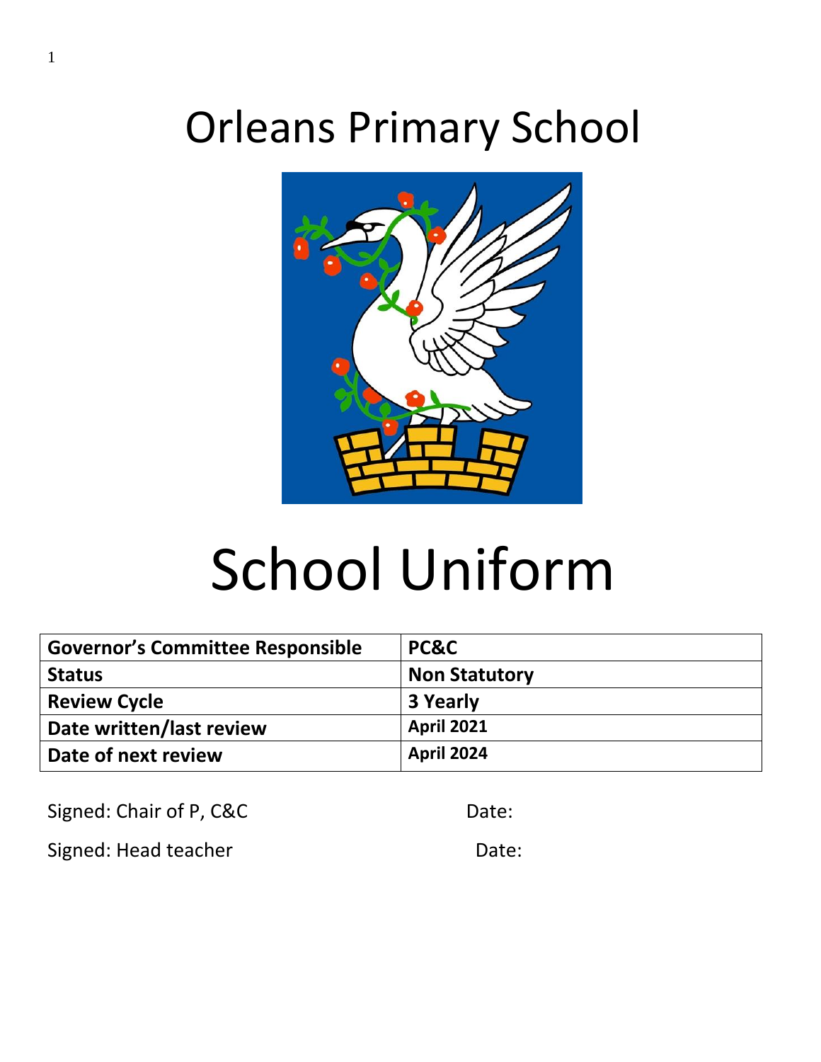# Orleans Primary School

# School Uniform

| Governor's Committee Responsible | PC&C |
|---|---|
| Status | Non Statutory |
| Review Cycle | 3 Yearly |
| Date written/last review | April 2021 |
| Date of next review | April 2024 |

Signed: Chair of P, C&C Date:

Signed: Head teacher Date: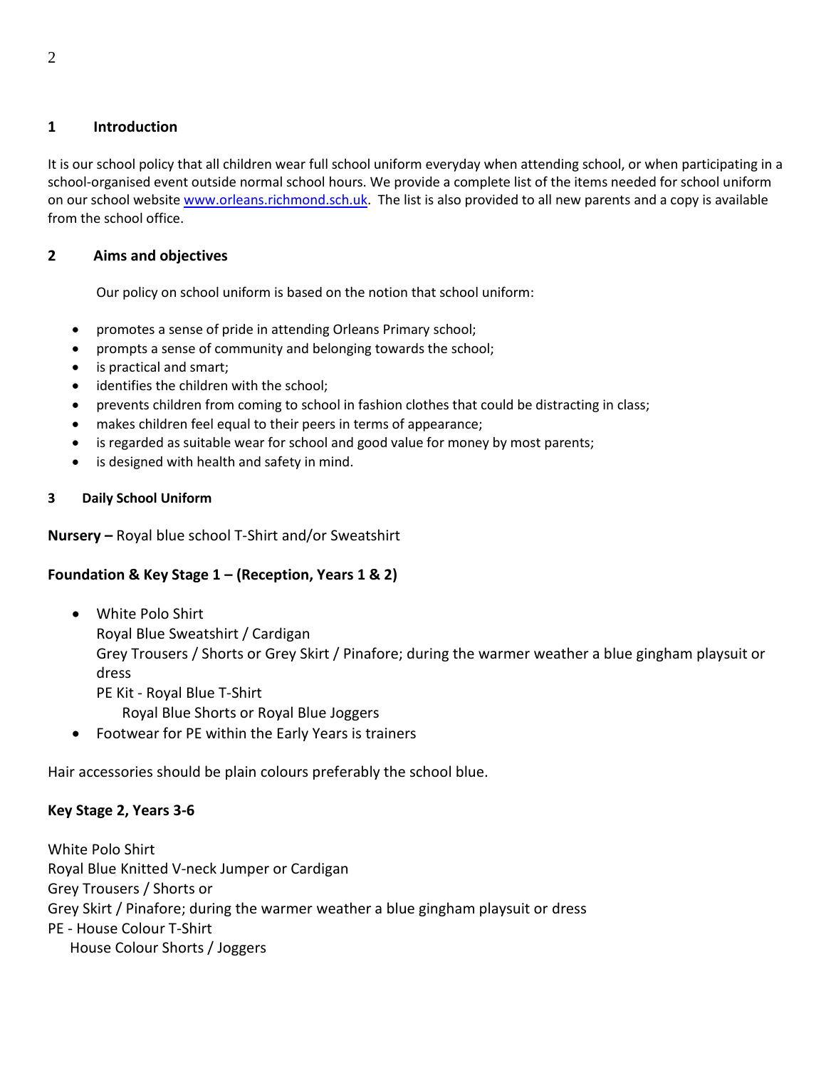## 1 Introduction

It is our school policy that all children wear full school uniform everyday when attending school, or when participating in a school-organised event outside normal school hours. We provide a complete list of the items needed for school uniform on our school website [www.orleans.richmond.sch.uk](http://www.orleans.richmond.sch.uk). The list is also provided to all new parents and a copy is available from the school office.

## 2 Aims and objectives

Our policy on school uniform is based on the notion that school uniform:

- promotes a sense of pride in attending Orleans Primary school;
- prompts a sense of community and belonging towards the school;
- is practical and smart;
- identifies the children with the school;
- prevents children from coming to school in fashion clothes that could be distracting in class;
- makes children feel equal to their peers in terms of appearance;
- is regarded as suitable wear for school and good value for money by most parents;
- is designed with health and safety in mind.

## 3 Daily School Uniform

**Nursery –** Royal blue school T-Shirt and/or Sweatshirt

**Foundation & Key Stage 1 – (Reception, Years 1 & 2)**

- White Polo Shirt
  Royal Blue Sweatshirt / Cardigan
  Grey Trousers / Shorts or Grey Skirt / Pinafore; during the warmer weather a blue gingham playsuit or dress
  PE Kit - Royal Blue T-Shirt
  Royal Blue Shorts or Royal Blue Joggers
- Footwear for PE within the Early Years is trainers

Hair accessories should be plain colours preferably the school blue.

**Key Stage 2, Years 3-6**

White Polo Shirt
Royal Blue Knitted V-neck Jumper or Cardigan
Grey Trousers / Shorts or
Grey Skirt / Pinafore; during the warmer weather a blue gingham playsuit or dress
PE - House Colour T-Shirt
House Colour Shorts / Joggers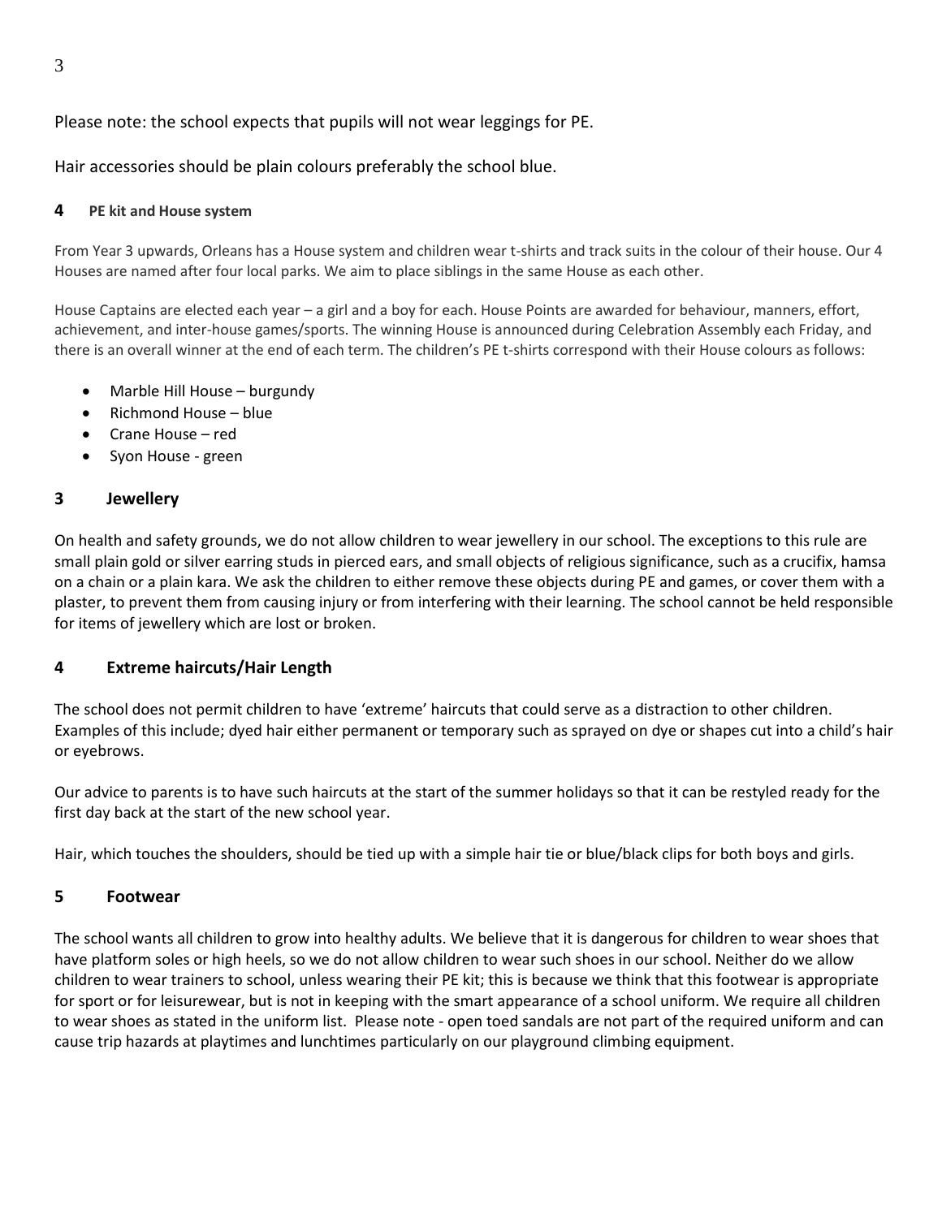Please note: the school expects that pupils will not wear leggings for PE.

Hair accessories should be plain colours preferably the school blue.

## 4 PE kit and House system

From Year 3 upwards, Orleans has a House system and children wear t-shirts and track suits in the colour of their house. Our 4 Houses are named after four local parks. We aim to place siblings in the same House as each other.

House Captains are elected each year – a girl and a boy for each. House Points are awarded for behaviour, manners, effort, achievement, and inter-house games/sports. The winning House is announced during Celebration Assembly each Friday, and there is an overall winner at the end of each term. The children's PE t-shirts correspond with their House colours as follows:

- Marble Hill House – burgundy
- Richmond House – blue
- Crane House – red
- Syon House - green

## 3 Jewellery

On health and safety grounds, we do not allow children to wear jewellery in our school. The exceptions to this rule are small plain gold or silver earring studs in pierced ears, and small objects of religious significance, such as a crucifix, hamsa on a chain or a plain kara. We ask the children to either remove these objects during PE and games, or cover them with a plaster, to prevent them from causing injury or from interfering with their learning. The school cannot be held responsible for items of jewellery which are lost or broken.

## 4 Extreme haircuts/Hair Length

The school does not permit children to have 'extreme' haircuts that could serve as a distraction to other children. Examples of this include; dyed hair either permanent or temporary such as sprayed on dye or shapes cut into a child's hair or eyebrows.

Our advice to parents is to have such haircuts at the start of the summer holidays so that it can be restyled ready for the first day back at the start of the new school year.

Hair, which touches the shoulders, should be tied up with a simple hair tie or blue/black clips for both boys and girls.

## 5 Footwear

The school wants all children to grow into healthy adults. We believe that it is dangerous for children to wear shoes that have platform soles or high heels, so we do not allow children to wear such shoes in our school. Neither do we allow children to wear trainers to school, unless wearing their PE kit; this is because we think that this footwear is appropriate for sport or for leisurewear, but is not in keeping with the smart appearance of a school uniform. We require all children to wear shoes as stated in the uniform list. Please note - open toed sandals are not part of the required uniform and can cause trip hazards at playtimes and lunchtimes particularly on our playground climbing equipment.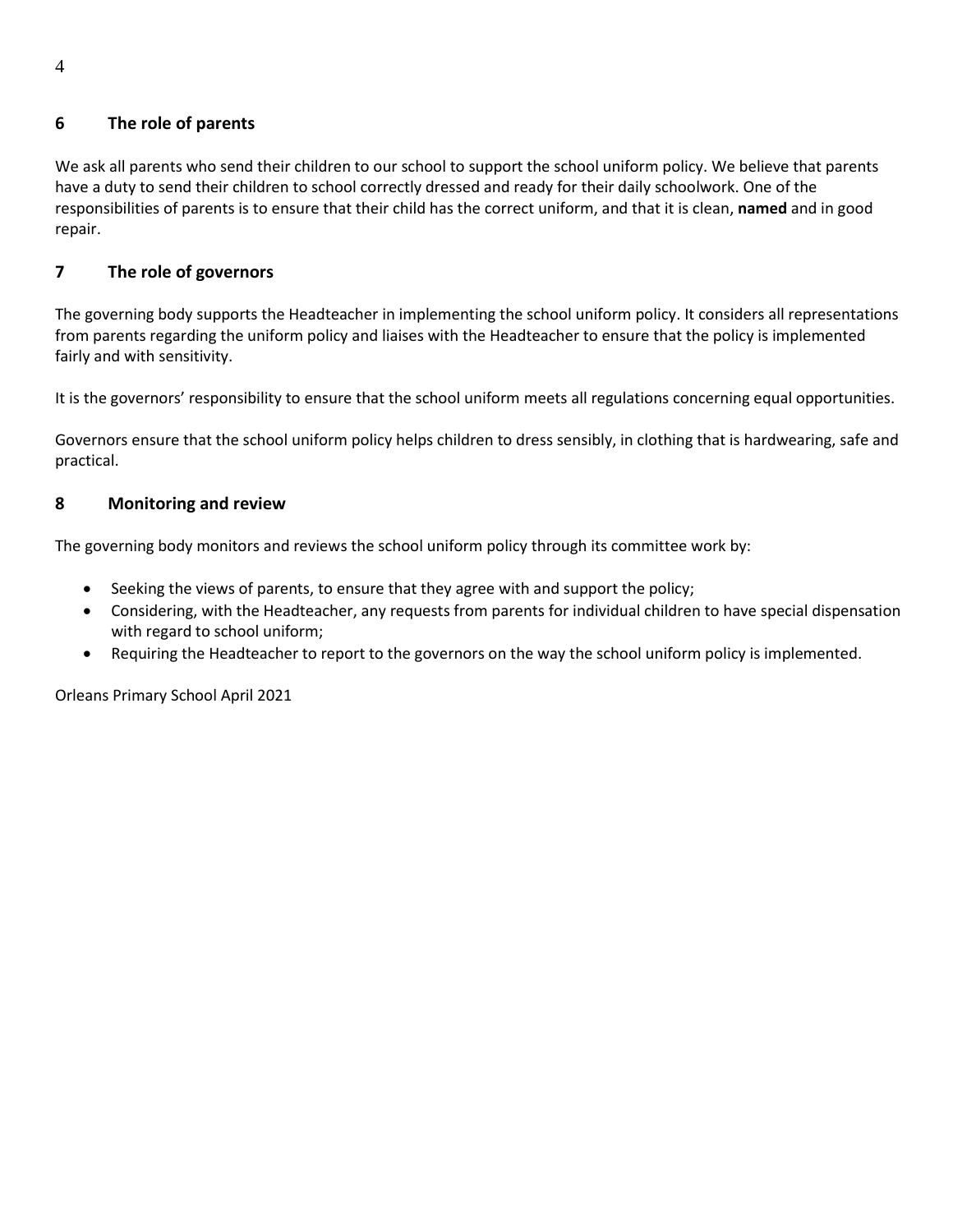## 6 The role of parents

We ask all parents who send their children to our school to support the school uniform policy. We believe that parents have a duty to send their children to school correctly dressed and ready for their daily schoolwork. One of the responsibilities of parents is to ensure that their child has the correct uniform, and that it is clean, **named** and in good repair.

## 7 The role of governors

The governing body supports the Headteacher in implementing the school uniform policy. It considers all representations from parents regarding the uniform policy and liaises with the Headteacher to ensure that the policy is implemented fairly and with sensitivity.

It is the governors' responsibility to ensure that the school uniform meets all regulations concerning equal opportunities.

Governors ensure that the school uniform policy helps children to dress sensibly, in clothing that is hardwearing, safe and practical.

## 8 Monitoring and review

The governing body monitors and reviews the school uniform policy through its committee work by:

- Seeking the views of parents, to ensure that they agree with and support the policy;
- Considering, with the Headteacher, any requests from parents for individual children to have special dispensation with regard to school uniform;
- Requiring the Headteacher to report to the governors on the way the school uniform policy is implemented.

Orleans Primary School April 2021